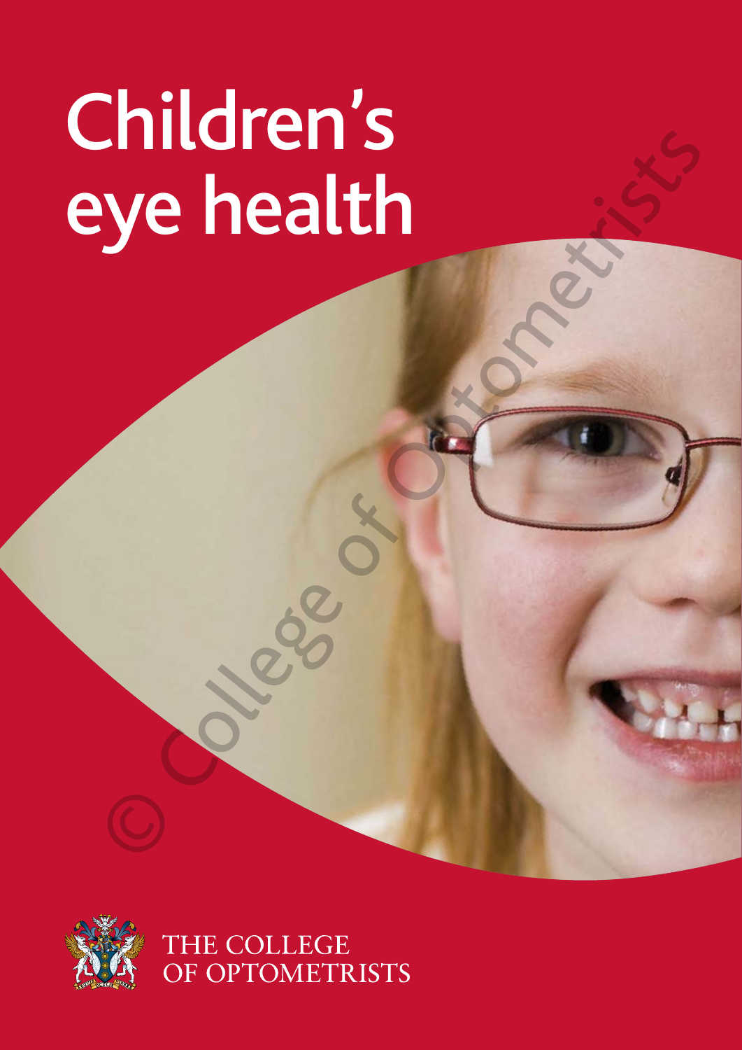# Children's eye health

THE COLLEGE OF OPTOMETRISTS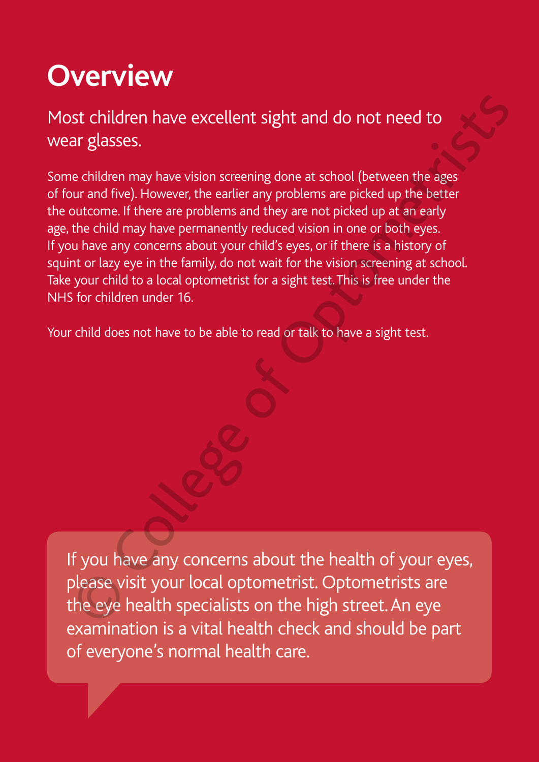# Overview

Most children have excellent sight and do not need to wear glasses.

Some children may have vision screening done at school (between the ages of four and five). However, the earlier any problems are picked up the better the outcome. If there are problems and they are not picked up at an early age, the child may have permanently reduced vision in one or both eyes. If you have any concerns about your child's eyes, or if there is a history of squint or lazy eye in the family, do not wait for the vision screening at school. Take your child to a local optometrist for a sight test. This is free under the NHS for children under 16.

Your child does not have to be able to read or talk to have a sight test.

If you have any concerns about the health of your eyes, please visit your local optometrist. Optometrists are the eye health specialists on the high street. An eye examination is a vital health check and should be part of everyone's normal health care.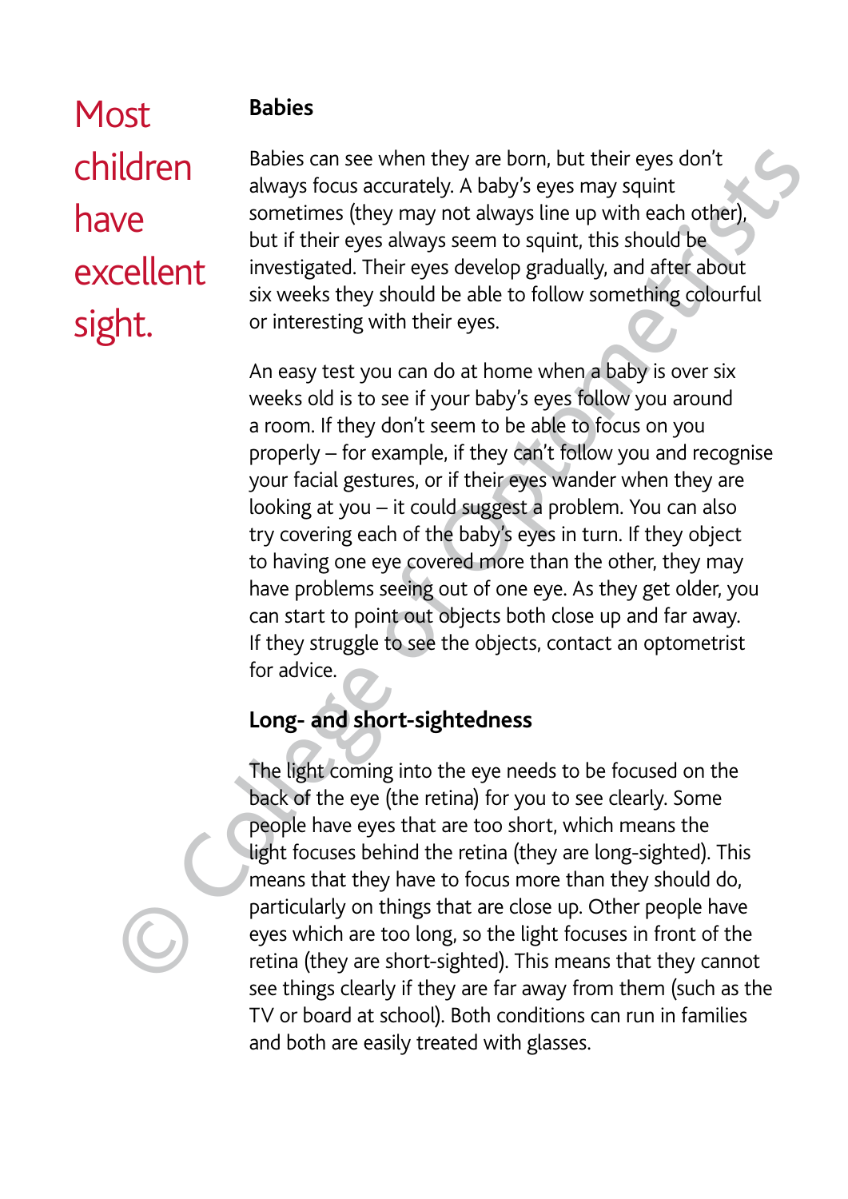Most children have excellent sight.

## Babies

Babies can see when they are born, but their eyes don't always focus accurately. A baby's eyes may squint sometimes (they may not always line up with each other), but if their eyes always seem to squint, this should be investigated. Their eyes develop gradually, and after about six weeks they should be able to follow something colourful or interesting with their eyes.

An easy test you can do at home when a baby is over six weeks old is to see if your baby's eyes follow you around a room. If they don't seem to be able to focus on you properly – for example, if they can't follow you and recognise your facial gestures, or if their eyes wander when they are looking at you – it could suggest a problem. You can also try covering each of the baby's eyes in turn. If they object to having one eye covered more than the other, they may have problems seeing out of one eye. As they get older, you can start to point out objects both close up and far away. If they struggle to see the objects, contact an optometrist for advice.

## Long- and short-sightedness

The light coming into the eye needs to be focused on the back of the eye (the retina) for you to see clearly. Some people have eyes that are too short, which means the light focuses behind the retina (they are long-sighted). This means that they have to focus more than they should do, particularly on things that are close up. Other people have eyes which are too long, so the light focuses in front of the retina (they are short-sighted). This means that they cannot see things clearly if they are far away from them (such as the TV or board at school). Both conditions can run in families and both are easily treated with glasses.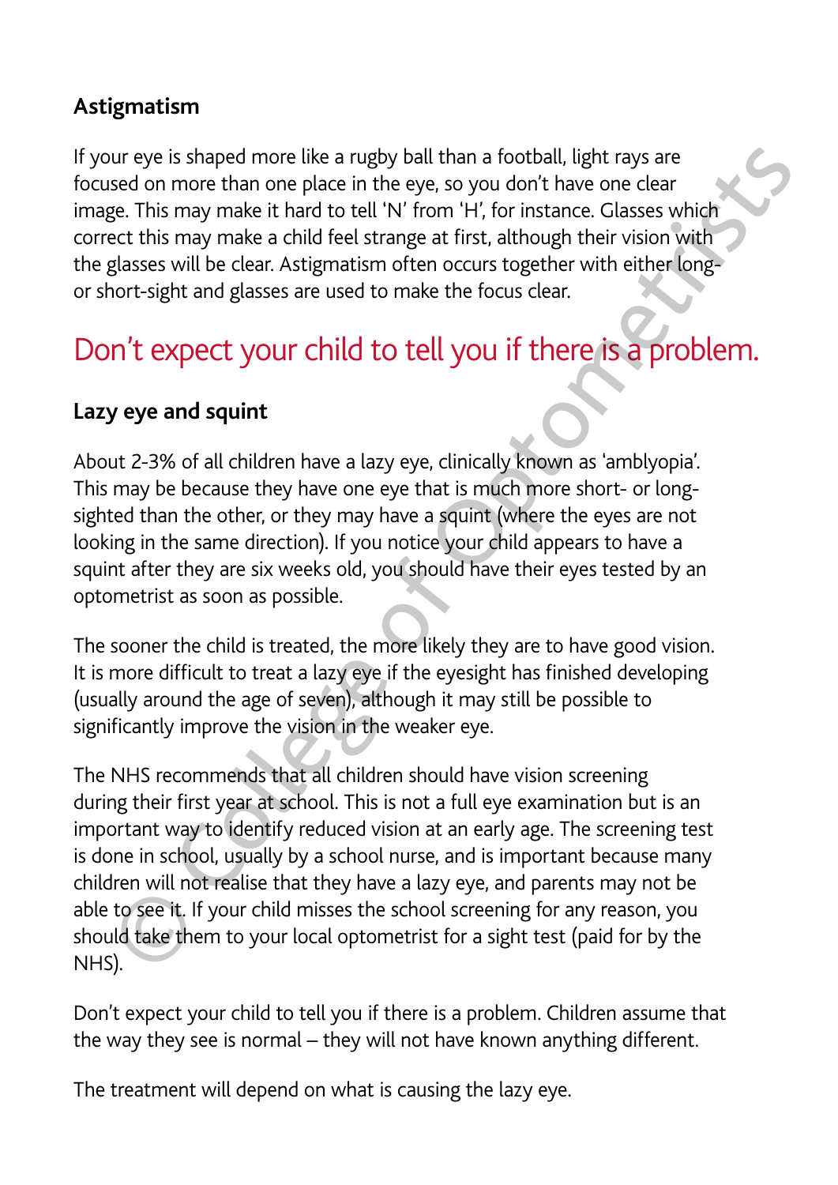### Astigmatism

If your eye is shaped more like a rugby ball than a football, light rays are focused on more than one place in the eye, so you don't have one clear image. This may make it hard to tell 'N' from 'H', for instance. Glasses which correct this may make a child feel strange at first, although their vision with the glasses will be clear. Astigmatism often occurs together with either long- or short-sight and glasses are used to make the focus clear.

## Don't expect your child to tell you if there is a problem.

### Lazy eye and squint

About 2-3% of all children have a lazy eye, clinically known as 'amblyopia'. This may be because they have one eye that is much more short- or long-sighted than the other, or they may have a squint (where the eyes are not looking in the same direction). If you notice your child appears to have a squint after they are six weeks old, you should have their eyes tested by an optometrist as soon as possible.

The sooner the child is treated, the more likely they are to have good vision. It is more difficult to treat a lazy eye if the eyesight has finished developing (usually around the age of seven), although it may still be possible to significantly improve the vision in the weaker eye.

The NHS recommends that all children should have vision screening during their first year at school. This is not a full eye examination but is an important way to identify reduced vision at an early age. The screening test is done in school, usually by a school nurse, and is important because many children will not realise that they have a lazy eye, and parents may not be able to see it. If your child misses the school screening for any reason, you should take them to your local optometrist for a sight test (paid for by the NHS).

Don't expect your child to tell you if there is a problem. Children assume that the way they see is normal – they will not have known anything different.

The treatment will depend on what is causing the lazy eye.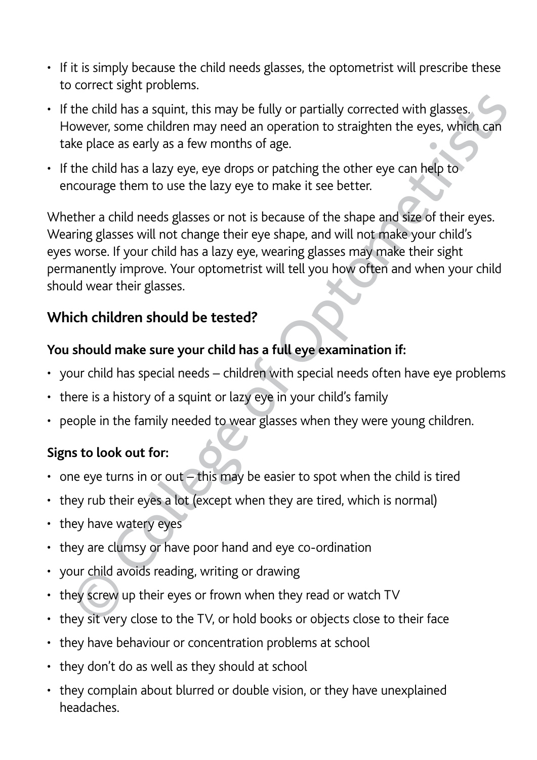- If it is simply because the child needs glasses, the optometrist will prescribe these to correct sight problems.
- If the child has a squint, this may be fully or partially corrected with glasses. However, some children may need an operation to straighten the eyes, which can take place as early as a few months of age.
- If the child has a lazy eye, eye drops or patching the other eye can help to encourage them to use the lazy eye to make it see better.

Whether a child needs glasses or not is because of the shape and size of their eyes. Wearing glasses will not change their eye shape, and will not make your child's eyes worse. If your child has a lazy eye, wearing glasses may make their sight permanently improve. Your optometrist will tell you how often and when your child should wear their glasses.

## Which children should be tested?

### You should make sure your child has a full eye examination if:

- your child has special needs – children with special needs often have eye problems
- there is a history of a squint or lazy eye in your child's family
- people in the family needed to wear glasses when they were young children.

### Signs to look out for:

- one eye turns in or out – this may be easier to spot when the child is tired
- they rub their eyes a lot (except when they are tired, which is normal)
- they have watery eyes
- they are clumsy or have poor hand and eye co-ordination
- your child avoids reading, writing or drawing
- they screw up their eyes or frown when they read or watch TV
- they sit very close to the TV, or hold books or objects close to their face
- they have behaviour or concentration problems at school
- they don't do as well as they should at school
- they complain about blurred or double vision, or they have unexplained headaches.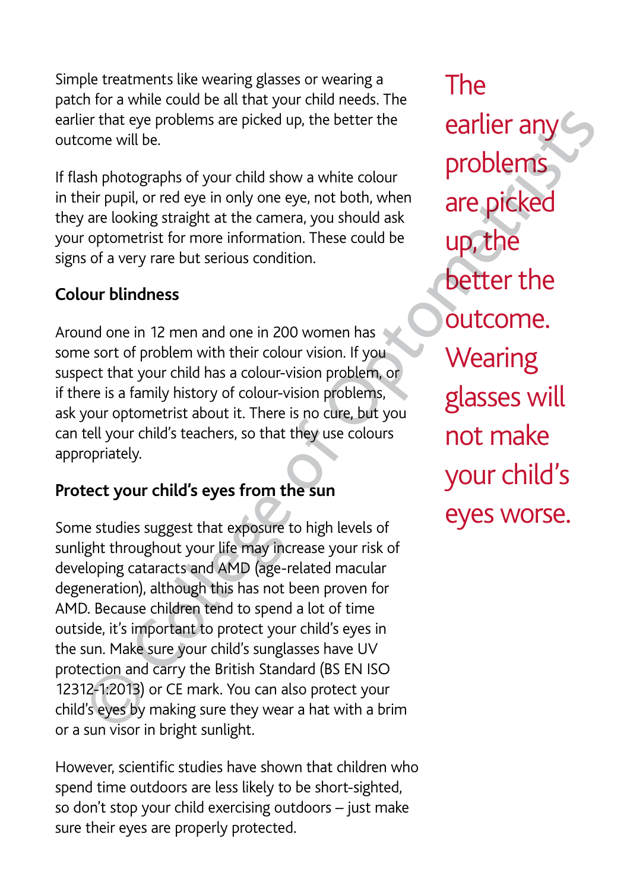Simple treatments like wearing glasses or wearing a patch for a while could be all that your child needs. The earlier that eye problems are picked up, the better the outcome will be.

If flash photographs of your child show a white colour in their pupil, or red eye in only one eye, not both, when they are looking straight at the camera, you should ask your optometrist for more information. These could be signs of a very rare but serious condition.

## Colour blindness

Around one in 12 men and one in 200 women has some sort of problem with their colour vision. If you suspect that your child has a colour-vision problem, or if there is a family history of colour-vision problems, ask your optometrist about it. There is no cure, but you can tell your child's teachers, so that they use colours appropriately.

## Protect your child's eyes from the sun

Some studies suggest that exposure to high levels of sunlight throughout your life may increase your risk of developing cataracts and AMD (age-related macular degeneration), although this has not been proven for AMD. Because children tend to spend a lot of time outside, it's important to protect your child's eyes in the sun. Make sure your child's sunglasses have UV protection and carry the British Standard (BS EN ISO 12312-1:2013) or CE mark. You can also protect your child's eyes by making sure they wear a hat with a brim or a sun visor in bright sunlight.

However, scientific studies have shown that children who spend time outdoors are less likely to be short-sighted, so don't stop your child exercising outdoors – just make sure their eyes are properly protected.

**The earlier any problems are picked up, the better the outcome. Wearing glasses will not make your child's eyes worse.**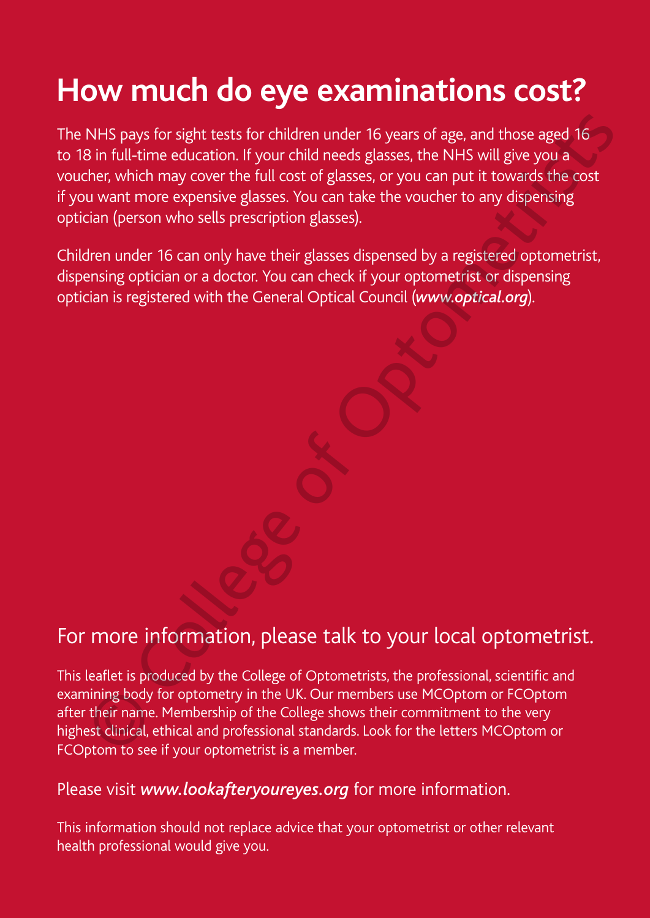# How much do eye examinations cost?

The NHS pays for sight tests for children under 16 years of age, and those aged 16 to 18 in full-time education. If your child needs glasses, the NHS will give you a voucher, which may cover the full cost of glasses, or you can put it towards the cost if you want more expensive glasses. You can take the voucher to any dispensing optician (person who sells prescription glasses).

Children under 16 can only have their glasses dispensed by a registered optometrist, dispensing optician or a doctor. You can check if your optometrist or dispensing optician is registered with the General Optical Council (***www.optical.org***).

For more information, please talk to your local optometrist.

This leaflet is produced by the College of Optometrists, the professional, scientific and examining body for optometry in the UK. Our members use MCOptom or FCOptom after their name. Membership of the College shows their commitment to the very highest clinical, ethical and professional standards. Look for the letters MCOptom or FCOptom to see if your optometrist is a member.

Please visit ***www.lookafteryoureyes.org*** for more information.

This information should not replace advice that your optometrist or other relevant health professional would give you.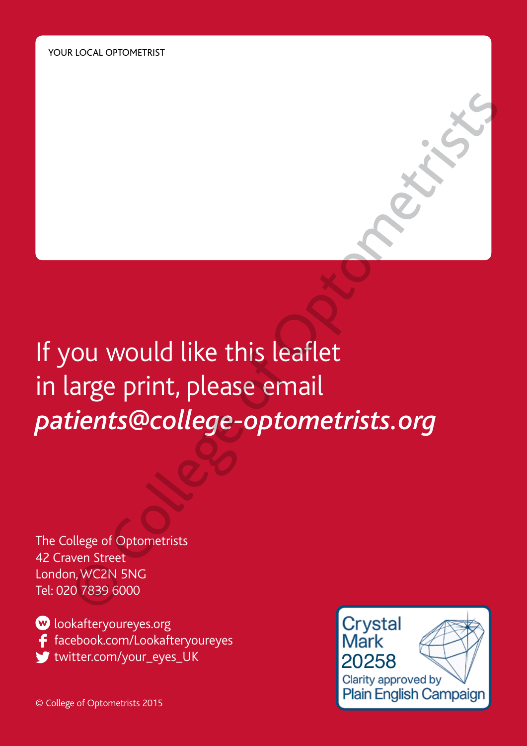YOUR LOCAL OPTOMETRIST

If you would like this leaflet in large print, please email ***patients@college-optometrists.org***

The College of Optometrists
42 Craven Street
London, WC2N 5NG
Tel: 020 7839 6000

lookafteryoureyes.org
facebook.com/Lookafteryoureyes
twitter.com/your_eyes_UK

Crystal Mark 20258
Clarity approved by Plain English Campaign

© College of Optometrists 2015